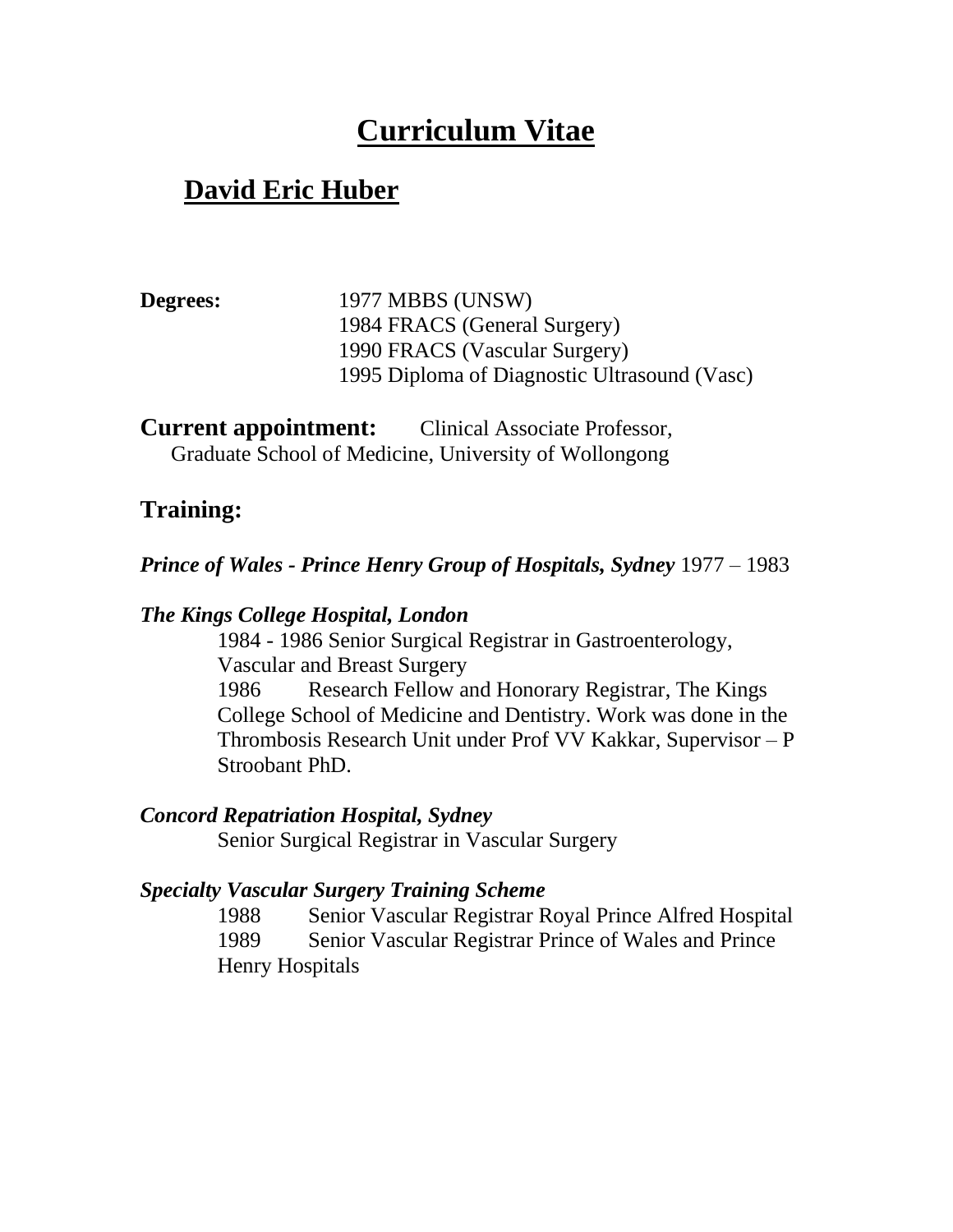# Curriculum Vitae

## David Eric Huber

**Degrees:**
1977 MBBS (UNSW)
1984 FRACS (General Surgery)
1990 FRACS (Vascular Surgery)
1995 Diploma of Diagnostic Ultrasound (Vasc)

**Current appointment:** Clinical Associate Professor, Graduate School of Medicine, University of Wollongong

### Training:

***Prince of Wales - Prince Henry Group of Hospitals, Sydney*** 1977 – 1983

***The Kings College Hospital, London***

1984 - 1986 Senior Surgical Registrar in Gastroenterology, Vascular and Breast Surgery

1986 Research Fellow and Honorary Registrar, The Kings College School of Medicine and Dentistry. Work was done in the Thrombosis Research Unit under Prof VV Kakkar, Supervisor – P Stroobant PhD.

***Concord Repatriation Hospital, Sydney***

Senior Surgical Registrar in Vascular Surgery

***Specialty Vascular Surgery Training Scheme***

1988 Senior Vascular Registrar Royal Prince Alfred Hospital

1989 Senior Vascular Registrar Prince of Wales and Prince Henry Hospitals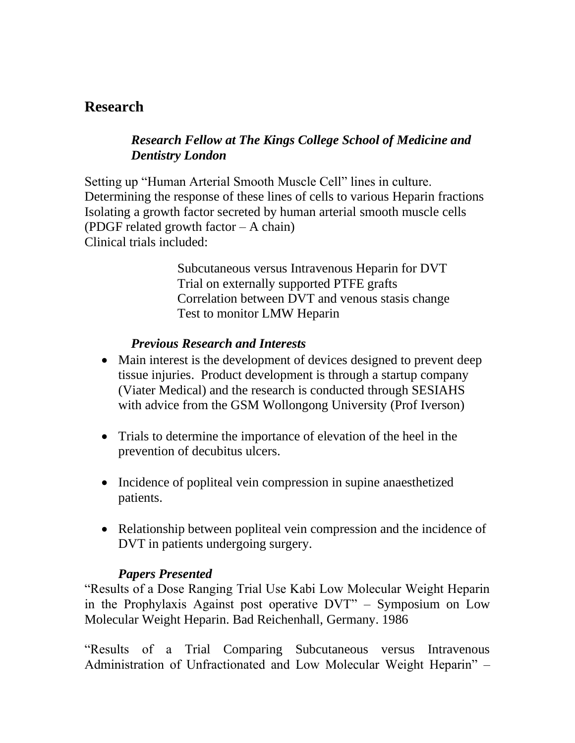## Research

### *Research Fellow at The Kings College School of Medicine and Dentistry London*

Setting up "Human Arterial Smooth Muscle Cell" lines in culture.
Determining the response of these lines of cells to various Heparin fractions
Isolating a growth factor secreted by human arterial smooth muscle cells (PDGF related growth factor – A chain)
Clinical trials included:

> Subcutaneous versus Intravenous Heparin for DVT
> Trial on externally supported PTFE grafts
> Correlation between DVT and venous stasis change
> Test to monitor LMW Heparin

### *Previous Research and Interests*

- Main interest is the development of devices designed to prevent deep tissue injuries. Product development is through a startup company (Viater Medical) and the research is conducted through SESIAHS with advice from the GSM Wollongong University (Prof Iverson)

- Trials to determine the importance of elevation of the heel in the prevention of decubitus ulcers.

- Incidence of popliteal vein compression in supine anaesthetized patients.

- Relationship between popliteal vein compression and the incidence of DVT in patients undergoing surgery.

### *Papers Presented*

"Results of a Dose Ranging Trial Use Kabi Low Molecular Weight Heparin in the Prophylaxis Against post operative DVT" – Symposium on Low Molecular Weight Heparin. Bad Reichenhall, Germany. 1986

"Results of a Trial Comparing Subcutaneous versus Intravenous Administration of Unfractionated and Low Molecular Weight Heparin" –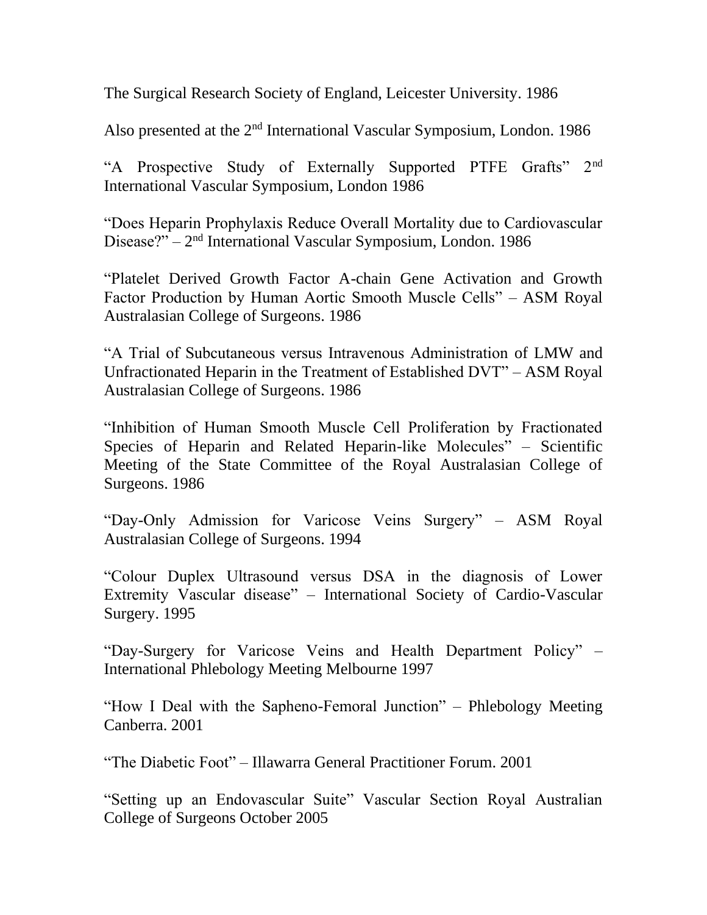The Surgical Research Society of England, Leicester University. 1986

Also presented at the 2nd International Vascular Symposium, London. 1986

"A Prospective Study of Externally Supported PTFE Grafts" 2nd International Vascular Symposium, London 1986

"Does Heparin Prophylaxis Reduce Overall Mortality due to Cardiovascular Disease?" – 2nd International Vascular Symposium, London. 1986

"Platelet Derived Growth Factor A-chain Gene Activation and Growth Factor Production by Human Aortic Smooth Muscle Cells" – ASM Royal Australasian College of Surgeons. 1986

"A Trial of Subcutaneous versus Intravenous Administration of LMW and Unfractionated Heparin in the Treatment of Established DVT" – ASM Royal Australasian College of Surgeons. 1986

"Inhibition of Human Smooth Muscle Cell Proliferation by Fractionated Species of Heparin and Related Heparin-like Molecules" – Scientific Meeting of the State Committee of the Royal Australasian College of Surgeons. 1986

"Day-Only Admission for Varicose Veins Surgery" – ASM Royal Australasian College of Surgeons. 1994

"Colour Duplex Ultrasound versus DSA in the diagnosis of Lower Extremity Vascular disease" – International Society of Cardio-Vascular Surgery. 1995

"Day-Surgery for Varicose Veins and Health Department Policy" – International Phlebology Meeting Melbourne 1997

"How I Deal with the Sapheno-Femoral Junction" – Phlebology Meeting Canberra. 2001

"The Diabetic Foot" – Illawarra General Practitioner Forum. 2001

"Setting up an Endovascular Suite" Vascular Section Royal Australian College of Surgeons October 2005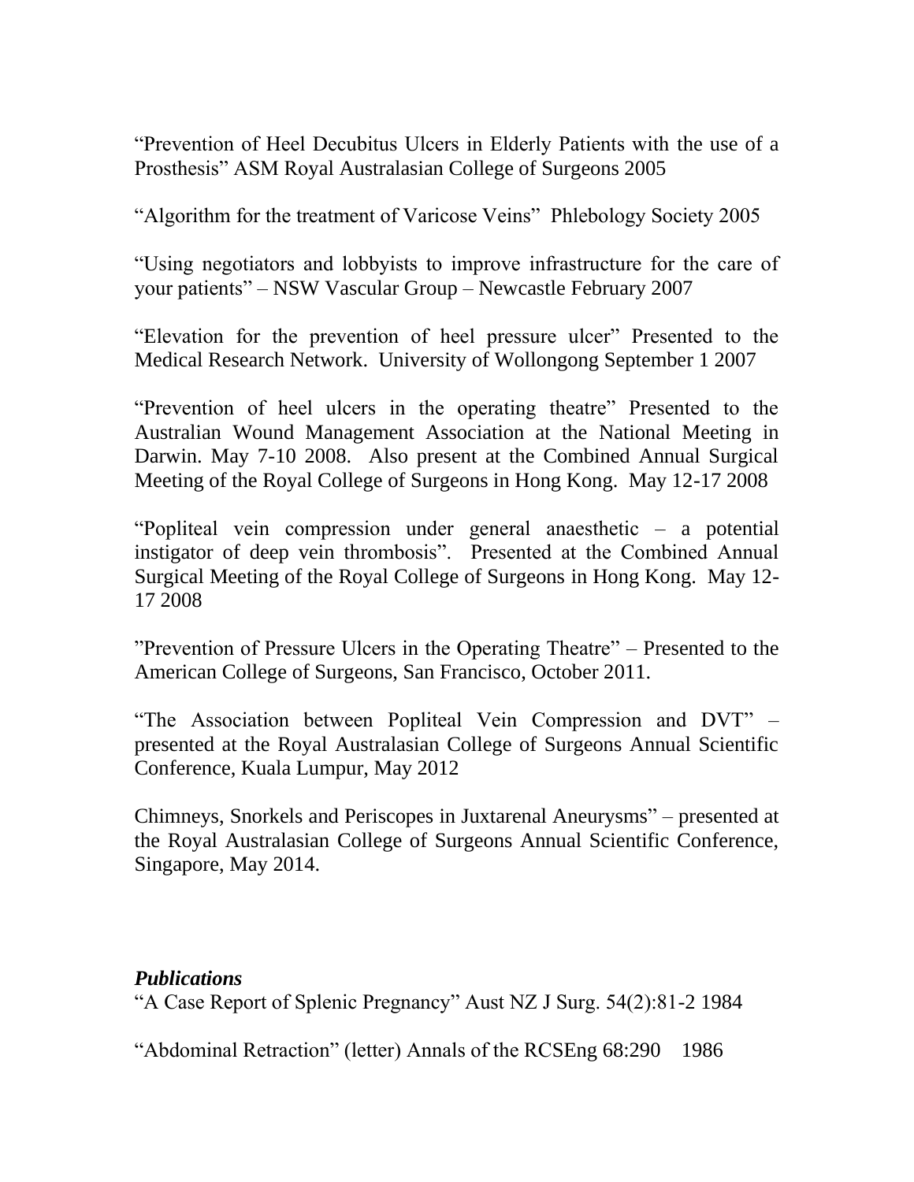"Prevention of Heel Decubitus Ulcers in Elderly Patients with the use of a Prosthesis" ASM Royal Australasian College of Surgeons 2005

"Algorithm for the treatment of Varicose Veins" Phlebology Society 2005

"Using negotiators and lobbyists to improve infrastructure for the care of your patients" – NSW Vascular Group – Newcastle February 2007

"Elevation for the prevention of heel pressure ulcer" Presented to the Medical Research Network. University of Wollongong September 1 2007

"Prevention of heel ulcers in the operating theatre" Presented to the Australian Wound Management Association at the National Meeting in Darwin. May 7-10 2008. Also present at the Combined Annual Surgical Meeting of the Royal College of Surgeons in Hong Kong. May 12-17 2008

"Popliteal vein compression under general anaesthetic – a potential instigator of deep vein thrombosis". Presented at the Combined Annual Surgical Meeting of the Royal College of Surgeons in Hong Kong. May 12-17 2008

"Prevention of Pressure Ulcers in the Operating Theatre" – Presented to the American College of Surgeons, San Francisco, October 2011.

"The Association between Popliteal Vein Compression and DVT" – presented at the Royal Australasian College of Surgeons Annual Scientific Conference, Kuala Lumpur, May 2012

Chimneys, Snorkels and Periscopes in Juxtarenal Aneurysms" – presented at the Royal Australasian College of Surgeons Annual Scientific Conference, Singapore, May 2014.

***Publications***

"A Case Report of Splenic Pregnancy" Aust NZ J Surg. 54(2):81-2 1984

"Abdominal Retraction" (letter) Annals of the RCSEng 68:290 1986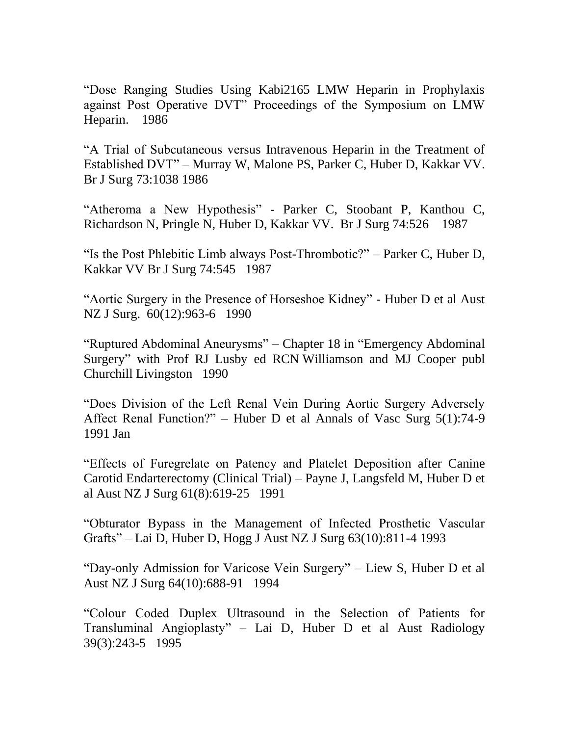"Dose Ranging Studies Using Kabi2165 LMW Heparin in Prophylaxis against Post Operative DVT" Proceedings of the Symposium on LMW Heparin. 1986

"A Trial of Subcutaneous versus Intravenous Heparin in the Treatment of Established DVT" – Murray W, Malone PS, Parker C, Huber D, Kakkar VV. Br J Surg 73:1038 1986

"Atheroma a New Hypothesis" - Parker C, Stoobant P, Kanthou C, Richardson N, Pringle N, Huber D, Kakkar VV. Br J Surg 74:526 1987

"Is the Post Phlebitic Limb always Post-Thrombotic?" – Parker C, Huber D, Kakkar VV Br J Surg 74:545 1987

"Aortic Surgery in the Presence of Horseshoe Kidney" - Huber D et al Aust NZ J Surg. 60(12):963-6 1990

"Ruptured Abdominal Aneurysms" – Chapter 18 in "Emergency Abdominal Surgery" with Prof RJ Lusby ed RCN Williamson and MJ Cooper publ Churchill Livingston 1990

"Does Division of the Left Renal Vein During Aortic Surgery Adversely Affect Renal Function?" – Huber D et al Annals of Vasc Surg 5(1):74-9 1991 Jan

"Effects of Furegrelate on Patency and Platelet Deposition after Canine Carotid Endarterectomy (Clinical Trial) – Payne J, Langsfeld M, Huber D et al Aust NZ J Surg 61(8):619-25 1991

"Obturator Bypass in the Management of Infected Prosthetic Vascular Grafts" – Lai D, Huber D, Hogg J Aust NZ J Surg 63(10):811-4 1993

"Day-only Admission for Varicose Vein Surgery" – Liew S, Huber D et al Aust NZ J Surg 64(10):688-91 1994

"Colour Coded Duplex Ultrasound in the Selection of Patients for Transluminal Angioplasty" – Lai D, Huber D et al Aust Radiology 39(3):243-5 1995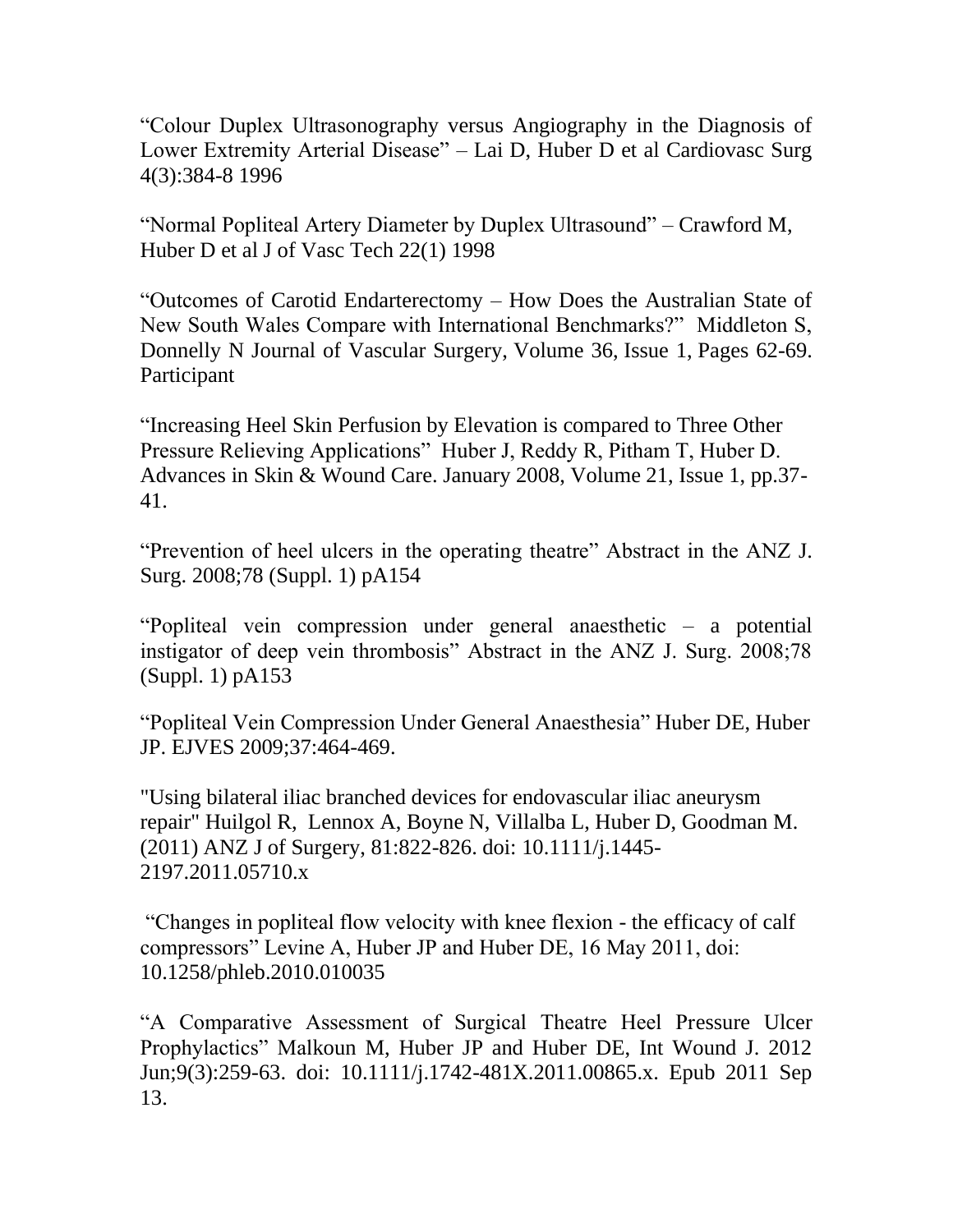"Colour Duplex Ultrasonography versus Angiography in the Diagnosis of Lower Extremity Arterial Disease" – Lai D, Huber D et al Cardiovasc Surg 4(3):384-8 1996

"Normal Popliteal Artery Diameter by Duplex Ultrasound" – Crawford M, Huber D et al J of Vasc Tech 22(1) 1998

"Outcomes of Carotid Endarterectomy – How Does the Australian State of New South Wales Compare with International Benchmarks?" Middleton S, Donnelly N Journal of Vascular Surgery, Volume 36, Issue 1, Pages 62-69. Participant

"Increasing Heel Skin Perfusion by Elevation is compared to Three Other Pressure Relieving Applications" Huber J, Reddy R, Pitham T, Huber D. Advances in Skin & Wound Care. January 2008, Volume 21, Issue 1, pp.37-41.

"Prevention of heel ulcers in the operating theatre" Abstract in the ANZ J. Surg. 2008;78 (Suppl. 1) pA154

"Popliteal vein compression under general anaesthetic – a potential instigator of deep vein thrombosis" Abstract in the ANZ J. Surg. 2008;78 (Suppl. 1) pA153

"Popliteal Vein Compression Under General Anaesthesia" Huber DE, Huber JP. EJVES 2009;37:464-469.

"Using bilateral iliac branched devices for endovascular iliac aneurysm repair" Huilgol R, Lennox A, Boyne N, Villalba L, Huber D, Goodman M. (2011) ANZ J of Surgery, 81:822-826. doi: 10.1111/j.1445-2197.2011.05710.x

"Changes in popliteal flow velocity with knee flexion - the efficacy of calf compressors" Levine A, Huber JP and Huber DE, 16 May 2011, doi: 10.1258/phleb.2010.010035

"A Comparative Assessment of Surgical Theatre Heel Pressure Ulcer Prophylactics" Malkoun M, Huber JP and Huber DE, Int Wound J. 2012 Jun;9(3):259-63. doi: 10.1111/j.1742-481X.2011.00865.x. Epub 2011 Sep 13.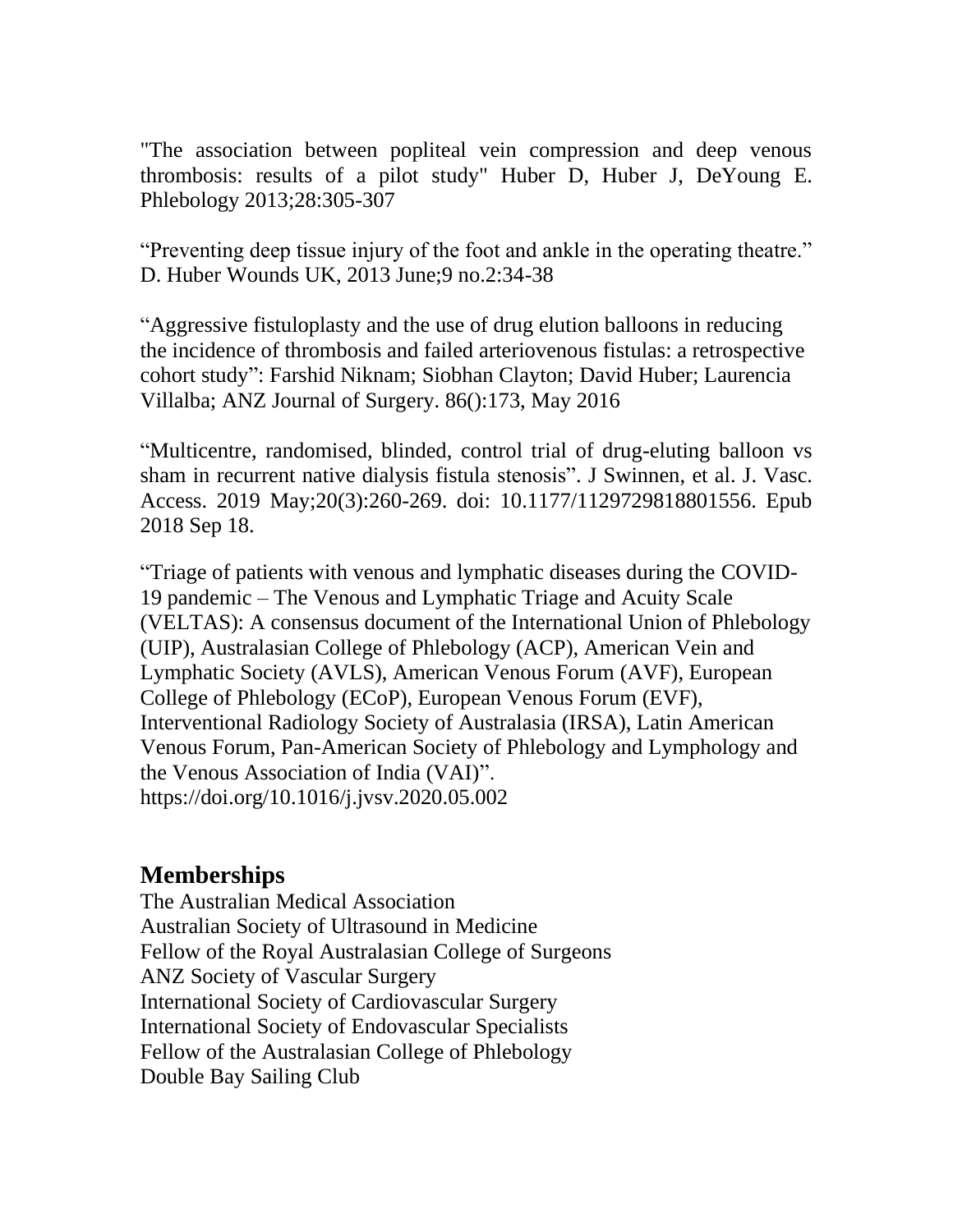"The association between popliteal vein compression and deep venous thrombosis: results of a pilot study" Huber D, Huber J, DeYoung E. Phlebology 2013;28:305-307

"Preventing deep tissue injury of the foot and ankle in the operating theatre." D. Huber Wounds UK, 2013 June;9 no.2:34-38

"Aggressive fistuloplasty and the use of drug elution balloons in reducing the incidence of thrombosis and failed arteriovenous fistulas: a retrospective cohort study": Farshid Niknam; Siobhan Clayton; David Huber; Laurencia Villalba; ANZ Journal of Surgery. 86():173, May 2016

"Multicentre, randomised, blinded, control trial of drug-eluting balloon vs sham in recurrent native dialysis fistula stenosis". J Swinnen, et al. J. Vasc. Access. 2019 May;20(3):260-269. doi: 10.1177/1129729818801556. Epub 2018 Sep 18.

"Triage of patients with venous and lymphatic diseases during the COVID-19 pandemic – The Venous and Lymphatic Triage and Acuity Scale (VELTAS): A consensus document of the International Union of Phlebology (UIP), Australasian College of Phlebology (ACP), American Vein and Lymphatic Society (AVLS), American Venous Forum (AVF), European College of Phlebology (ECoP), European Venous Forum (EVF), Interventional Radiology Society of Australasia (IRSA), Latin American Venous Forum, Pan-American Society of Phlebology and Lymphology and the Venous Association of India (VAI)". https://doi.org/10.1016/j.jvsv.2020.05.002

## Memberships

The Australian Medical Association
Australian Society of Ultrasound in Medicine
Fellow of the Royal Australasian College of Surgeons
ANZ Society of Vascular Surgery
International Society of Cardiovascular Surgery
International Society of Endovascular Specialists
Fellow of the Australasian College of Phlebology
Double Bay Sailing Club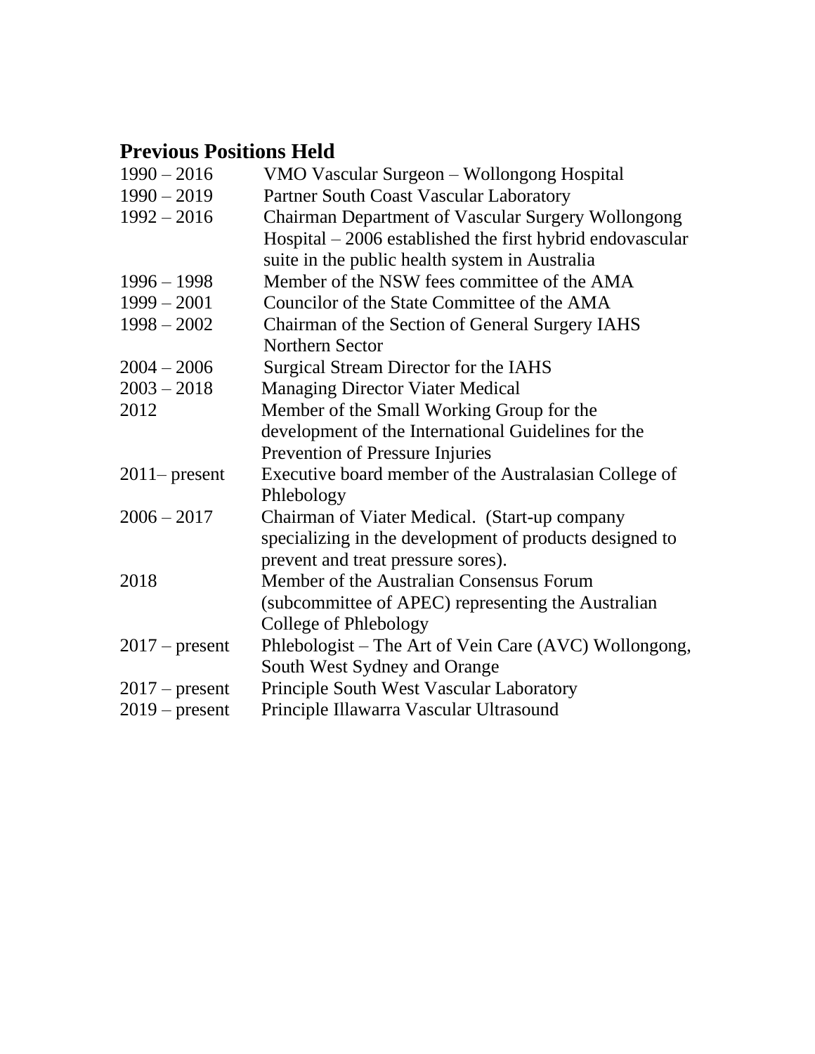## Previous Positions Held

| | |
|---|---|
| 1990 – 2016 | VMO Vascular Surgeon – Wollongong Hospital |
| 1990 – 2019 | Partner South Coast Vascular Laboratory |
| 1992 – 2016 | Chairman Department of Vascular Surgery Wollongong Hospital – 2006 established the first hybrid endovascular suite in the public health system in Australia |
| 1996 – 1998 | Member of the NSW fees committee of the AMA |
| 1999 – 2001 | Councilor of the State Committee of the AMA |
| 1998 – 2002 | Chairman of the Section of General Surgery IAHS Northern Sector |
| 2004 – 2006 | Surgical Stream Director for the IAHS |
| 2003 – 2018 | Managing Director Viater Medical |
| 2012 | Member of the Small Working Group for the development of the International Guidelines for the Prevention of Pressure Injuries |
| 2011– present | Executive board member of the Australasian College of Phlebology |
| 2006 – 2017 | Chairman of Viater Medical. (Start-up company specializing in the development of products designed to prevent and treat pressure sores). |
| 2018 | Member of the Australian Consensus Forum (subcommittee of APEC) representing the Australian College of Phlebology |
| 2017 – present | Phlebologist – The Art of Vein Care (AVC) Wollongong, South West Sydney and Orange |
| 2017 – present | Principle South West Vascular Laboratory |
| 2019 – present | Principle Illawarra Vascular Ultrasound |